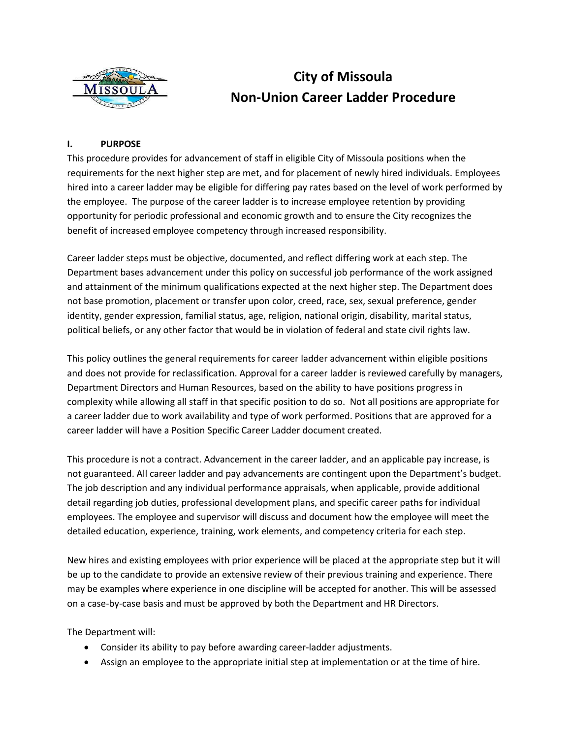# City of Missoula
# Non-Union Career Ladder Procedure

## I. PURPOSE

This procedure provides for advancement of staff in eligible City of Missoula positions when the requirements for the next higher step are met, and for placement of newly hired individuals. Employees hired into a career ladder may be eligible for differing pay rates based on the level of work performed by the employee. The purpose of the career ladder is to increase employee retention by providing opportunity for periodic professional and economic growth and to ensure the City recognizes the benefit of increased employee competency through increased responsibility.

Career ladder steps must be objective, documented, and reflect differing work at each step. The Department bases advancement under this policy on successful job performance of the work assigned and attainment of the minimum qualifications expected at the next higher step. The Department does not base promotion, placement or transfer upon color, creed, race, sex, sexual preference, gender identity, gender expression, familial status, age, religion, national origin, disability, marital status, political beliefs, or any other factor that would be in violation of federal and state civil rights law.

This policy outlines the general requirements for career ladder advancement within eligible positions and does not provide for reclassification. Approval for a career ladder is reviewed carefully by managers, Department Directors and Human Resources, based on the ability to have positions progress in complexity while allowing all staff in that specific position to do so. Not all positions are appropriate for a career ladder due to work availability and type of work performed. Positions that are approved for a career ladder will have a Position Specific Career Ladder document created.

This procedure is not a contract. Advancement in the career ladder, and an applicable pay increase, is not guaranteed. All career ladder and pay advancements are contingent upon the Department's budget. The job description and any individual performance appraisals, when applicable, provide additional detail regarding job duties, professional development plans, and specific career paths for individual employees. The employee and supervisor will discuss and document how the employee will meet the detailed education, experience, training, work elements, and competency criteria for each step.

New hires and existing employees with prior experience will be placed at the appropriate step but it will be up to the candidate to provide an extensive review of their previous training and experience. There may be examples where experience in one discipline will be accepted for another. This will be assessed on a case-by-case basis and must be approved by both the Department and HR Directors.

The Department will:

- Consider its ability to pay before awarding career-ladder adjustments.
- Assign an employee to the appropriate initial step at implementation or at the time of hire.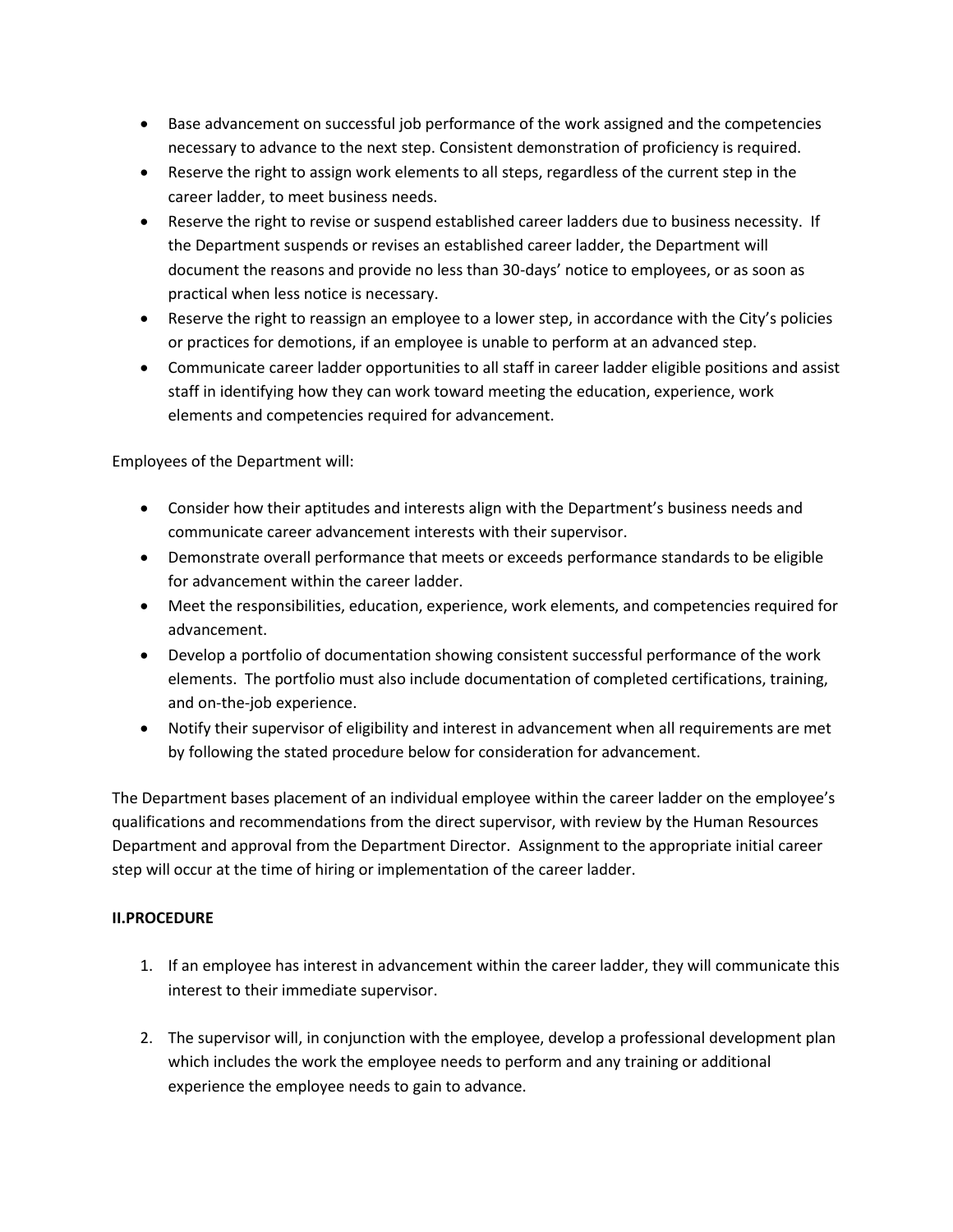- Base advancement on successful job performance of the work assigned and the competencies necessary to advance to the next step. Consistent demonstration of proficiency is required.
- Reserve the right to assign work elements to all steps, regardless of the current step in the career ladder, to meet business needs.
- Reserve the right to revise or suspend established career ladders due to business necessity. If the Department suspends or revises an established career ladder, the Department will document the reasons and provide no less than 30-days' notice to employees, or as soon as practical when less notice is necessary.
- Reserve the right to reassign an employee to a lower step, in accordance with the City's policies or practices for demotions, if an employee is unable to perform at an advanced step.
- Communicate career ladder opportunities to all staff in career ladder eligible positions and assist staff in identifying how they can work toward meeting the education, experience, work elements and competencies required for advancement.

Employees of the Department will:

- Consider how their aptitudes and interests align with the Department's business needs and communicate career advancement interests with their supervisor.
- Demonstrate overall performance that meets or exceeds performance standards to be eligible for advancement within the career ladder.
- Meet the responsibilities, education, experience, work elements, and competencies required for advancement.
- Develop a portfolio of documentation showing consistent successful performance of the work elements. The portfolio must also include documentation of completed certifications, training, and on-the-job experience.
- Notify their supervisor of eligibility and interest in advancement when all requirements are met by following the stated procedure below for consideration for advancement.

The Department bases placement of an individual employee within the career ladder on the employee's qualifications and recommendations from the direct supervisor, with review by the Human Resources Department and approval from the Department Director. Assignment to the appropriate initial career step will occur at the time of hiring or implementation of the career ladder.

**II.PROCEDURE**

1. If an employee has interest in advancement within the career ladder, they will communicate this interest to their immediate supervisor.

2. The supervisor will, in conjunction with the employee, develop a professional development plan which includes the work the employee needs to perform and any training or additional experience the employee needs to gain to advance.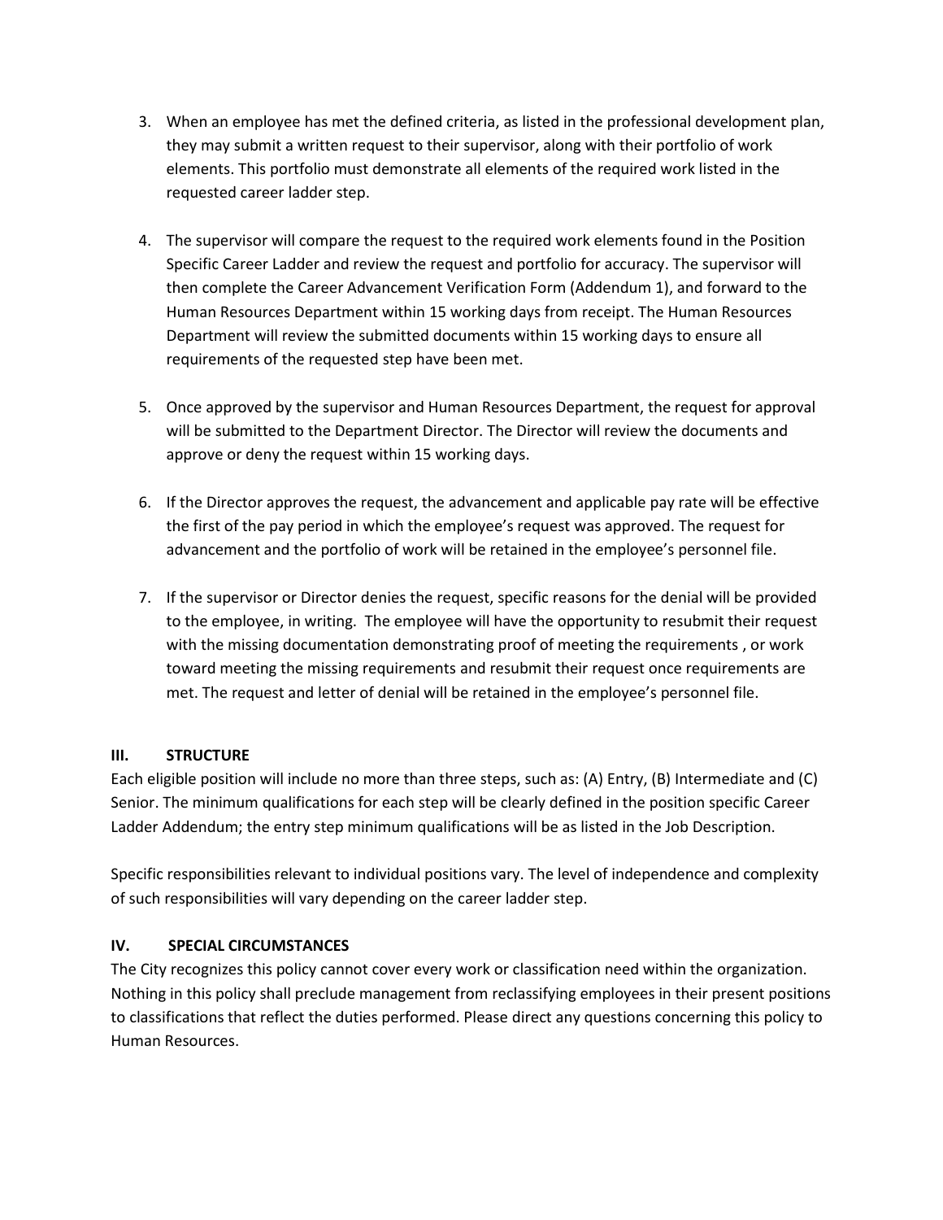3. When an employee has met the defined criteria, as listed in the professional development plan, they may submit a written request to their supervisor, along with their portfolio of work elements. This portfolio must demonstrate all elements of the required work listed in the requested career ladder step.

4. The supervisor will compare the request to the required work elements found in the Position Specific Career Ladder and review the request and portfolio for accuracy. The supervisor will then complete the Career Advancement Verification Form (Addendum 1), and forward to the Human Resources Department within 15 working days from receipt. The Human Resources Department will review the submitted documents within 15 working days to ensure all requirements of the requested step have been met.

5. Once approved by the supervisor and Human Resources Department, the request for approval will be submitted to the Department Director. The Director will review the documents and approve or deny the request within 15 working days.

6. If the Director approves the request, the advancement and applicable pay rate will be effective the first of the pay period in which the employee's request was approved. The request for advancement and the portfolio of work will be retained in the employee's personnel file.

7. If the supervisor or Director denies the request, specific reasons for the denial will be provided to the employee, in writing. The employee will have the opportunity to resubmit their request with the missing documentation demonstrating proof of meeting the requirements , or work toward meeting the missing requirements and resubmit their request once requirements are met. The request and letter of denial will be retained in the employee's personnel file.

### III. STRUCTURE

Each eligible position will include no more than three steps, such as: (A) Entry, (B) Intermediate and (C) Senior. The minimum qualifications for each step will be clearly defined in the position specific Career Ladder Addendum; the entry step minimum qualifications will be as listed in the Job Description.

Specific responsibilities relevant to individual positions vary. The level of independence and complexity of such responsibilities will vary depending on the career ladder step.

### IV. SPECIAL CIRCUMSTANCES

The City recognizes this policy cannot cover every work or classification need within the organization. Nothing in this policy shall preclude management from reclassifying employees in their present positions to classifications that reflect the duties performed. Please direct any questions concerning this policy to Human Resources.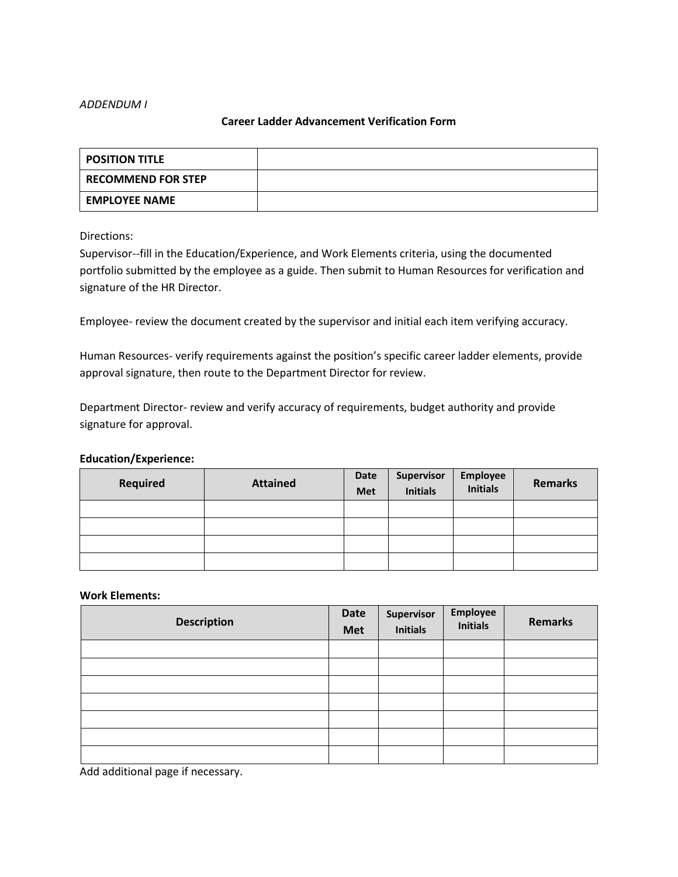*ADDENDUM I*

## Career Ladder Advancement Verification Form

| **POSITION TITLE** | |
|---|---|
| **RECOMMEND FOR STEP** | |
| **EMPLOYEE NAME** | |

Directions:
Supervisor--fill in the Education/Experience, and Work Elements criteria, using the documented portfolio submitted by the employee as a guide. Then submit to Human Resources for verification and signature of the HR Director.

Employee- review the document created by the supervisor and initial each item verifying accuracy.

Human Resources- verify requirements against the position's specific career ladder elements, provide approval signature, then route to the Department Director for review.

Department Director- review and verify accuracy of requirements, budget authority and provide signature for approval.

**Education/Experience:**

| Required | Attained | Date Met | Supervisor Initials | Employee Initials | Remarks |
|---|---|---|---|---|---|
| | | | | | |
| | | | | | |
| | | | | | |
| | | | | | |

**Work Elements:**

| Description | Date Met | Supervisor Initials | Employee Initials | Remarks |
|---|---|---|---|---|
| | | | | |
| | | | | |
| | | | | |
| | | | | |
| | | | | |
| | | | | |
| | | | | |

Add additional page if necessary.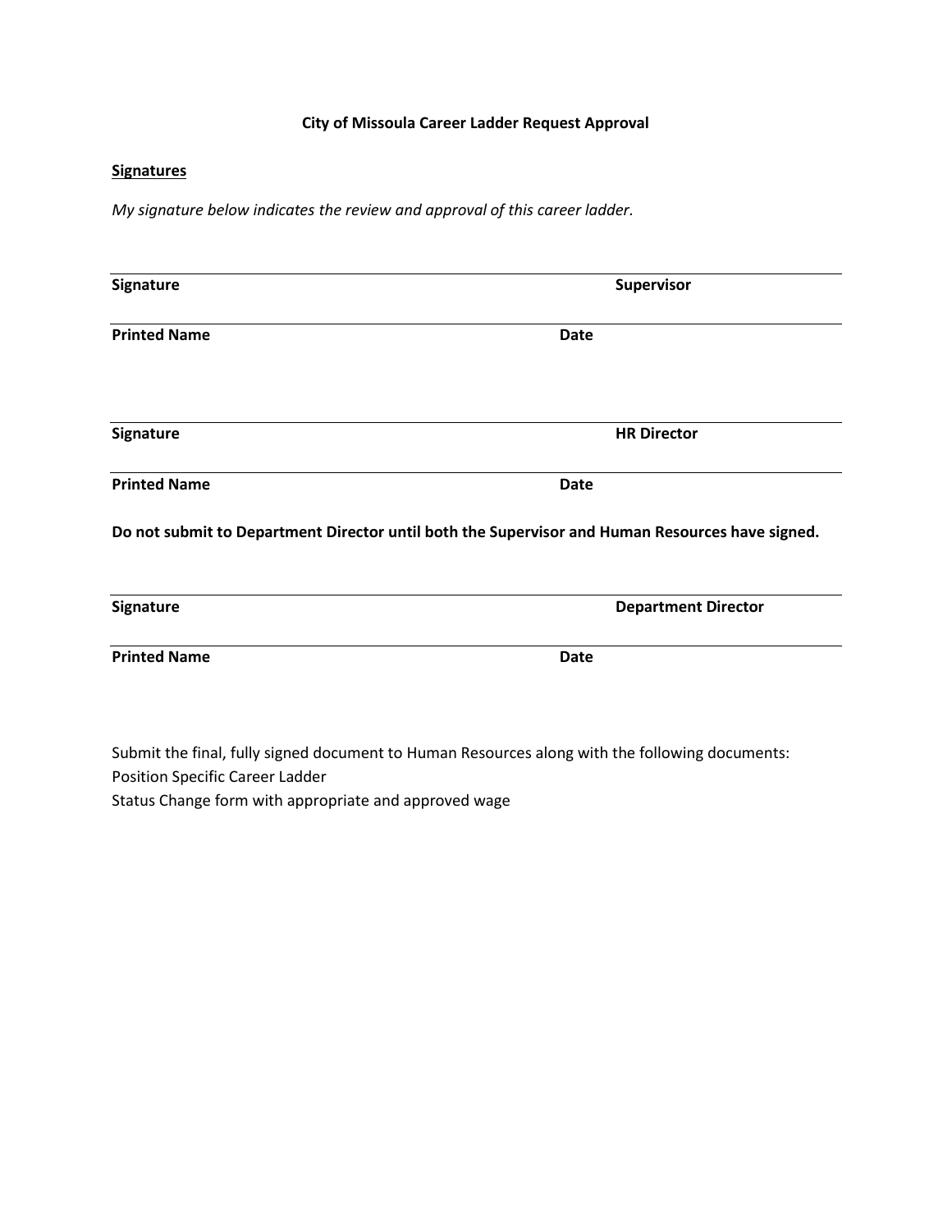**City of Missoula Career Ladder Request Approval**

**<u>Signatures</u>**

*My signature below indicates the review and approval of this career ladder.*

---

**Signature** **Supervisor**

---

**Printed Name** **Date**

---

**Signature** **HR Director**

---

**Printed Name** **Date**

**Do not submit to Department Director until both the Supervisor and Human Resources have signed.**

---

**Signature** **Department Director**

---

**Printed Name** **Date**

Submit the final, fully signed document to Human Resources along with the following documents:
Position Specific Career Ladder
Status Change form with appropriate and approved wage